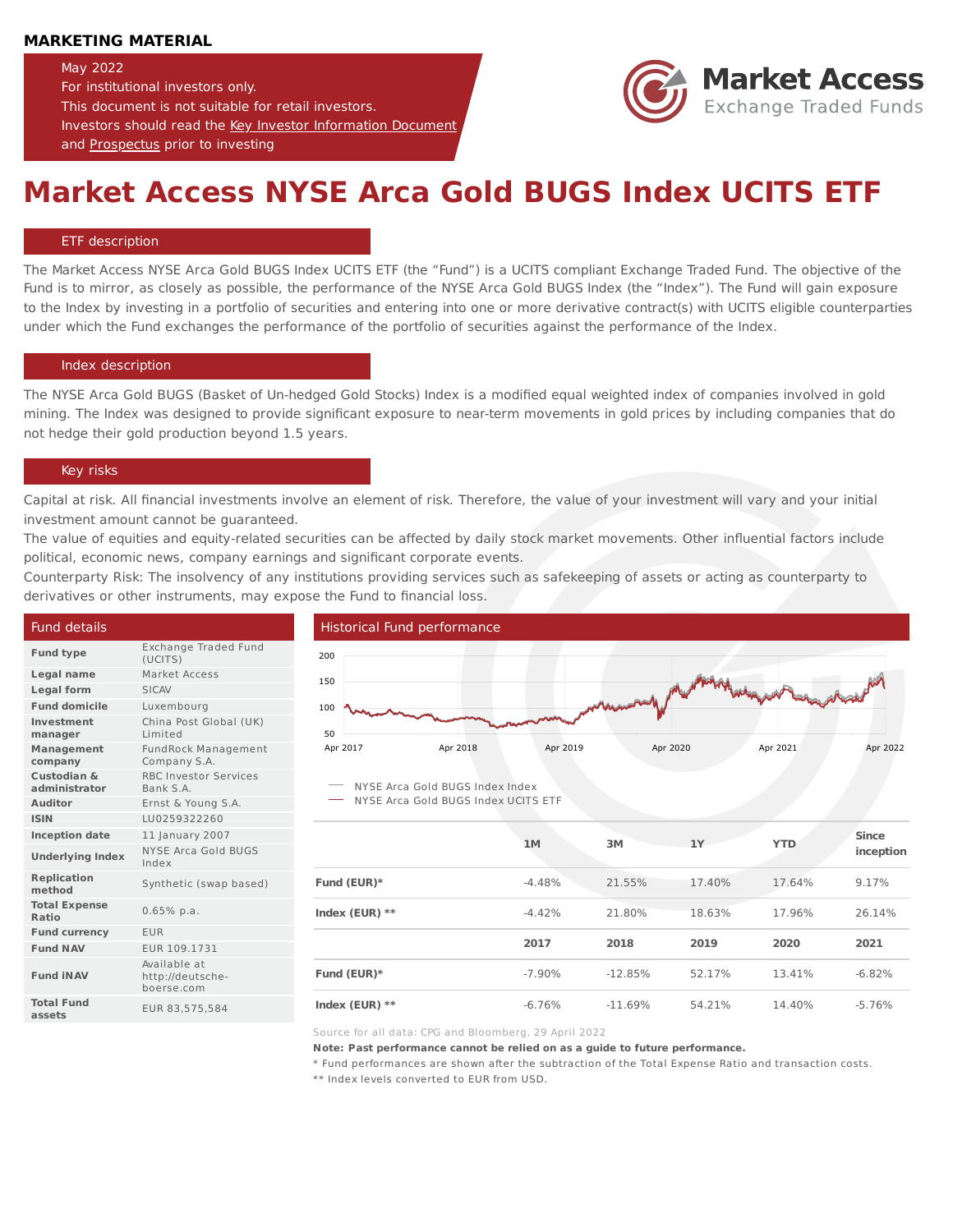**MARKETING MATERIAL**

May 2022
For institutional investors only.
This document is not suitable for retail investors.
Investors should read the Key Investor Information Document and Prospectus prior to investing

Market Access
Exchange Traded Funds

# Market Access NYSE Arca Gold BUGS Index UCITS ETF

## ETF description

The Market Access NYSE Arca Gold BUGS Index UCITS ETF (the "Fund") is a UCITS compliant Exchange Traded Fund. The objective of the Fund is to mirror, as closely as possible, the performance of the NYSE Arca Gold BUGS Index (the "Index"). The Fund will gain exposure to the Index by investing in a portfolio of securities and entering into one or more derivative contract(s) with UCITS eligible counterparties under which the Fund exchanges the performance of the portfolio of securities against the performance of the Index.

## Index description

The NYSE Arca Gold BUGS (Basket of Un-hedged Gold Stocks) Index is a modified equal weighted index of companies involved in gold mining. The Index was designed to provide significant exposure to near-term movements in gold prices by including companies that do not hedge their gold production beyond 1.5 years.

## Key risks

Capital at risk. All financial investments involve an element of risk. Therefore, the value of your investment will vary and your initial investment amount cannot be guaranteed.
The value of equities and equity-related securities can be affected by daily stock market movements. Other influential factors include political, economic news, company earnings and significant corporate events.
Counterparty Risk: The insolvency of any institutions providing services such as safekeeping of assets or acting as counterparty to derivatives or other instruments, may expose the Fund to financial loss.

## Fund details

| | |
|---|---|
| **Fund type** | Exchange Traded Fund (UCITS) |
| **Legal name** | Market Access |
| **Legal form** | SICAV |
| **Fund domicile** | Luxembourg |
| **Investment manager** | China Post Global (UK) Limited |
| **Management company** | FundRock Management Company S.A. |
| **Custodian & administrator** | RBC Investor Services Bank S.A. |
| **Auditor** | Ernst & Young S.A. |
| **ISIN** | LU0259322260 |
| **Inception date** | 11 January 2007 |
| **Underlying Index** | NYSE Arca Gold BUGS Index |
| **Replication method** | Synthetic (swap based) |
| **Total Expense Ratio** | 0.65% p.a. |
| **Fund currency** | EUR |
| **Fund NAV** | EUR 109.1731 |
| **Fund iNAV** | Available at http://deutsche-boerse.com |
| **Total Fund assets** | EUR 83,575,584 |

## Historical Fund performance

— NYSE Arca Gold BUGS Index Index
— NYSE Arca Gold BUGS Index UCITS ETF

| | 1M | 3M | 1Y | YTD | Since inception |
|---|---|---|---|---|---|
| **Fund (EUR)*** | -4.48% | 21.55% | 17.40% | 17.64% | 9.17% |
| **Index (EUR) **** | -4.42% | 21.80% | 18.63% | 17.96% | 26.14% |
| | **2017** | **2018** | **2019** | **2020** | **2021** |
| **Fund (EUR)*** | -7.90% | -12.85% | 52.17% | 13.41% | -6.82% |
| **Index (EUR) **** | -6.76% | -11.69% | 54.21% | 14.40% | -5.76% |

Source for all data: CPG and Bloomberg, 29 April 2022

**Note: Past performance cannot be relied on as a guide to future performance.**

* Fund performances are shown after the subtraction of the Total Expense Ratio and transaction costs.

** Index levels converted to EUR from USD.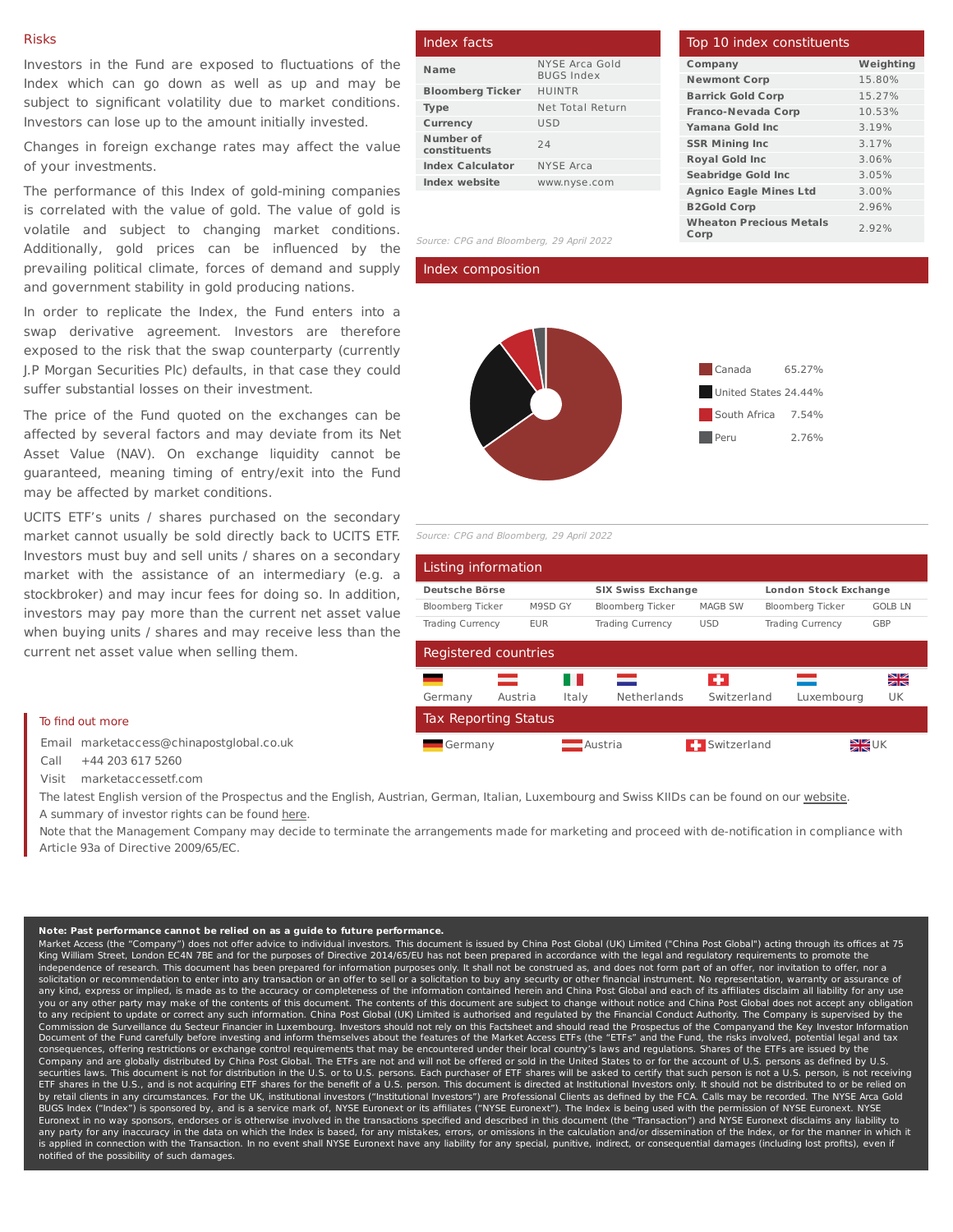## Risks

Investors in the Fund are exposed to fluctuations of the Index which can go down as well as up and may be subject to significant volatility due to market conditions. Investors can lose up to the amount initially invested.

Changes in foreign exchange rates may affect the value of your investments.

The performance of this Index of gold-mining companies is correlated with the value of gold. The value of gold is volatile and subject to changing market conditions. Additionally, gold prices can be influenced by the prevailing political climate, forces of demand and supply and government stability in gold producing nations.

In order to replicate the Index, the Fund enters into a swap derivative agreement. Investors are therefore exposed to the risk that the swap counterparty (currently J.P Morgan Securities Plc) defaults, in that case they could suffer substantial losses on their investment.

The price of the Fund quoted on the exchanges can be affected by several factors and may deviate from its Net Asset Value (NAV). On exchange liquidity cannot be guaranteed, meaning timing of entry/exit into the Fund may be affected by market conditions.

UCITS ETF's units / shares purchased on the secondary market cannot usually be sold directly back to UCITS ETF. Investors must buy and sell units / shares on a secondary market with the assistance of an intermediary (e.g. a stockbroker) and may incur fees for doing so. In addition, investors may pay more than the current net asset value when buying units / shares and may receive less than the current net asset value when selling them.

## Index facts

| | |
|---|---|
| **Name** | NYSE Arca Gold BUGS Index |
| **Bloomberg Ticker** | HUINTR |
| **Type** | Net Total Return |
| **Currency** | USD |
| **Number of constituents** | 24 |
| **Index Calculator** | NYSE Arca |
| **Index website** | www.nyse.com |

*Source: CPG and Bloomberg, 29 April 2022*

## Top 10 index constituents

| Company | Weighting |
|---|---|
| **Newmont Corp** | 15.80% |
| **Barrick Gold Corp** | 15.27% |
| **Franco-Nevada Corp** | 10.53% |
| **Yamana Gold Inc** | 3.19% |
| **SSR Mining Inc** | 3.17% |
| **Royal Gold Inc** | 3.06% |
| **Seabridge Gold Inc** | 3.05% |
| **Agnico Eagle Mines Ltd** | 3.00% |
| **B2Gold Corp** | 2.96% |
| **Wheaton Precious Metals Corp** | 2.92% |

## Index composition

Canada 65.27%
United States 24.44%
South Africa 7.54%
Peru 2.76%

*Source: CPG and Bloomberg, 29 April 2022*

## Listing information

| Deutsche Börse | | SIX Swiss Exchange | | London Stock Exchange | |
|---|---|---|---|---|---|
| Bloomberg Ticker | M9SD GY | Bloomberg Ticker | MAGB SW | Bloomberg Ticker | GOLB LN |
| Trading Currency | EUR | Trading Currency | USD | Trading Currency | GBP |

## Registered countries

Germany, Austria, Italy, Netherlands, Switzerland, Luxembourg, UK

## Tax Reporting Status

Germany, Austria, Switzerland, UK

### To find out more

Email marketaccess@chinapostglobal.co.uk
Call +44 203 617 5260
Visit marketaccessetf.com

The latest English version of the Prospectus and the English, Austrian, German, Italian, Luxembourg and Swiss KIIDs can be found on our website.
A summary of investor rights can be found here.
Note that the Management Company may decide to terminate the arrangements made for marketing and proceed with de-notification in compliance with Article 93a of Directive 2009/65/EC.

**Note: Past performance cannot be relied on as a guide to future performance.**
Market Access (the "Company") does not offer advice to individual investors. This document is issued by China Post Global (UK) Limited ("China Post Global") acting through its offices at 75 King William Street, London EC4N 7BE and for the purposes of Directive 2014/65/EU has not been prepared in accordance with the legal and regulatory requirements to promote the independence of research. This document has been prepared for information purposes only. It shall not be construed as, and does not form part of an offer, nor invitation to offer, nor a solicitation or recommendation to enter into any transaction or an offer to sell or a solicitation to buy any security or other financial instrument. No representation, warranty or assurance of any kind, express or implied, is made as to the accuracy or completeness of the information contained herein and China Post Global and each of its affiliates disclaim all liability for any use you or any other party may make of the contents of this document. The contents of this document are subject to change without notice and China Post Global does not accept any obligation to any recipient to update or correct any such information. China Post Global (UK) Limited is authorised and regulated by the Financial Conduct Authority. The Company is supervised by the Commission de Surveillance du Secteur Financier in Luxembourg. Investors should not rely on this Factsheet and should read the Prospectus of the Companyand the Key Investor Information Document of the Fund carefully before investing and inform themselves about the features of the Market Access ETFs (the "ETFs" and the Fund, the risks involved, potential legal and tax consequences, offering restrictions or exchange control requirements that may be encountered under their local country's laws and regulations. Shares of the ETFs are issued by the Company and are globally distributed by China Post Global. The ETFs are not and will not be offered or sold in the United States to or for the account of U.S. persons as defined by U.S. securities laws. This document is not for distribution in the U.S. or to U.S. persons. Each purchaser of ETF shares will be asked to certify that such person is not a U.S. person, is not receiving ETF shares in the U.S., and is not acquiring ETF shares for the benefit of a U.S. person. This document is directed at Institutional Investors only. It should not be distributed to or be relied on by retail clients in any circumstances. For the UK, institutional investors ("Institutional Investors") are Professional Clients as defined by the FCA. Calls may be recorded. The NYSE Arca Gold BUGS Index ("Index") is sponsored by, and is a service mark of, NYSE Euronext or its affiliates ("NYSE Euronext"). The Index is being used with the permission of NYSE Euronext. NYSE Euronext in no way sponsors, endorses or is otherwise involved in the transactions specified and described in this document (the "Transaction") and NYSE Euronext disclaims any liability to any party for any inaccuracy in the data on which the Index is based, for any mistakes, errors, or omissions in the calculation and/or dissemination of the Index, or for the manner in which it is applied in connection with the Transaction. In no event shall NYSE Euronext have any liability for any special, punitive, indirect, or consequential damages (including lost profits), even if notified of the possibility of such damages.